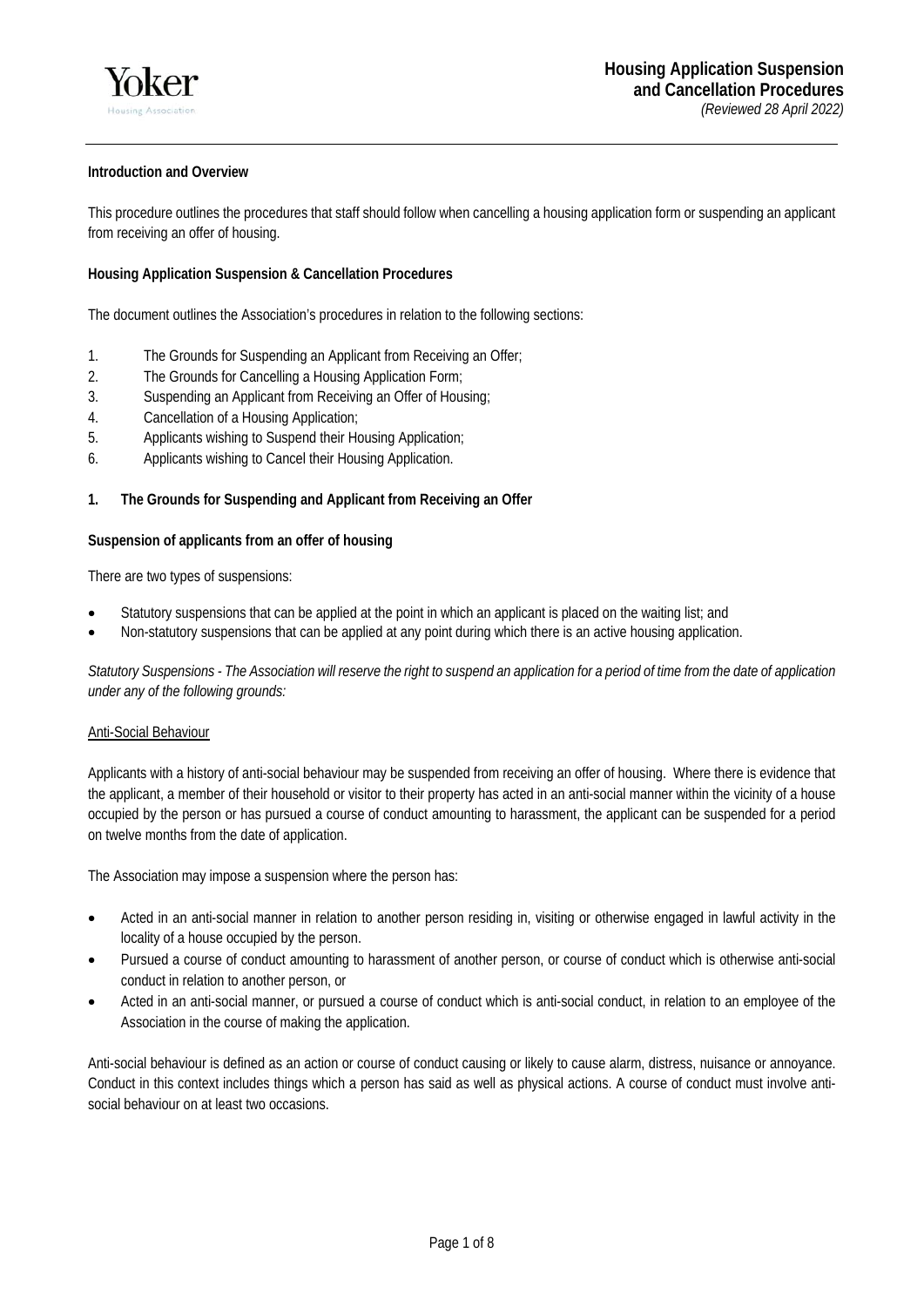Yoker
Housing Association

# Housing Application Suspension and Cancellation Procedures

*(Reviewed 28 April 2022)*

**Introduction and Overview**

This procedure outlines the procedures that staff should follow when cancelling a housing application form or suspending an applicant from receiving an offer of housing.

**Housing Application Suspension & Cancellation Procedures**

The document outlines the Association's procedures in relation to the following sections:

1. The Grounds for Suspending an Applicant from Receiving an Offer;
2. The Grounds for Cancelling a Housing Application Form;
3. Suspending an Applicant from Receiving an Offer of Housing;
4. Cancellation of a Housing Application;
5. Applicants wishing to Suspend their Housing Application;
6. Applicants wishing to Cancel their Housing Application.

## 1. The Grounds for Suspending and Applicant from Receiving an Offer

**Suspension of applicants from an offer of housing**

There are two types of suspensions:

- Statutory suspensions that can be applied at the point in which an applicant is placed on the waiting list; and
- Non-statutory suspensions that can be applied at any point during which there is an active housing application.

*Statutory Suspensions - The Association will reserve the right to suspend an application for a period of time from the date of application under any of the following grounds:*

<u>Anti-Social Behaviour</u>

Applicants with a history of anti-social behaviour may be suspended from receiving an offer of housing. Where there is evidence that the applicant, a member of their household or visitor to their property has acted in an anti-social manner within the vicinity of a house occupied by the person or has pursued a course of conduct amounting to harassment, the applicant can be suspended for a period on twelve months from the date of application.

The Association may impose a suspension where the person has:

- Acted in an anti-social manner in relation to another person residing in, visiting or otherwise engaged in lawful activity in the locality of a house occupied by the person.
- Pursued a course of conduct amounting to harassment of another person, or course of conduct which is otherwise anti-social conduct in relation to another person, or
- Acted in an anti-social manner, or pursued a course of conduct which is anti-social conduct, in relation to an employee of the Association in the course of making the application.

Anti-social behaviour is defined as an action or course of conduct causing or likely to cause alarm, distress, nuisance or annoyance. Conduct in this context includes things which a person has said as well as physical actions. A course of conduct must involve anti-social behaviour on at least two occasions.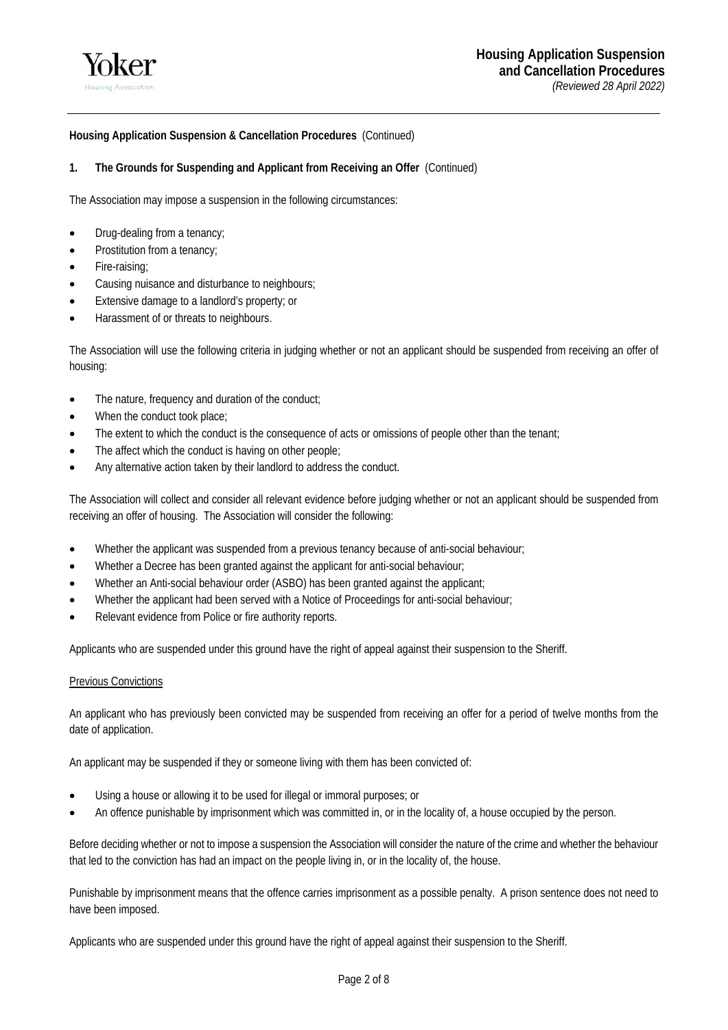**Housing Application Suspension & Cancellation Procedures** (Continued)

**1. The Grounds for Suspending and Applicant from Receiving an Offer** (Continued)

The Association may impose a suspension in the following circumstances:

- Drug-dealing from a tenancy;
- Prostitution from a tenancy;
- Fire-raising;
- Causing nuisance and disturbance to neighbours;
- Extensive damage to a landlord's property; or
- Harassment of or threats to neighbours.

The Association will use the following criteria in judging whether or not an applicant should be suspended from receiving an offer of housing:

- The nature, frequency and duration of the conduct;
- When the conduct took place;
- The extent to which the conduct is the consequence of acts or omissions of people other than the tenant;
- The affect which the conduct is having on other people;
- Any alternative action taken by their landlord to address the conduct.

The Association will collect and consider all relevant evidence before judging whether or not an applicant should be suspended from receiving an offer of housing. The Association will consider the following:

- Whether the applicant was suspended from a previous tenancy because of anti-social behaviour;
- Whether a Decree has been granted against the applicant for anti-social behaviour;
- Whether an Anti-social behaviour order (ASBO) has been granted against the applicant;
- Whether the applicant had been served with a Notice of Proceedings for anti-social behaviour;
- Relevant evidence from Police or fire authority reports.

Applicants who are suspended under this ground have the right of appeal against their suspension to the Sheriff.

<u>Previous Convictions</u>

An applicant who has previously been convicted may be suspended from receiving an offer for a period of twelve months from the date of application.

An applicant may be suspended if they or someone living with them has been convicted of:

- Using a house or allowing it to be used for illegal or immoral purposes; or
- An offence punishable by imprisonment which was committed in, or in the locality of, a house occupied by the person.

Before deciding whether or not to impose a suspension the Association will consider the nature of the crime and whether the behaviour that led to the conviction has had an impact on the people living in, or in the locality of, the house.

Punishable by imprisonment means that the offence carries imprisonment as a possible penalty. A prison sentence does not need to have been imposed.

Applicants who are suspended under this ground have the right of appeal against their suspension to the Sheriff.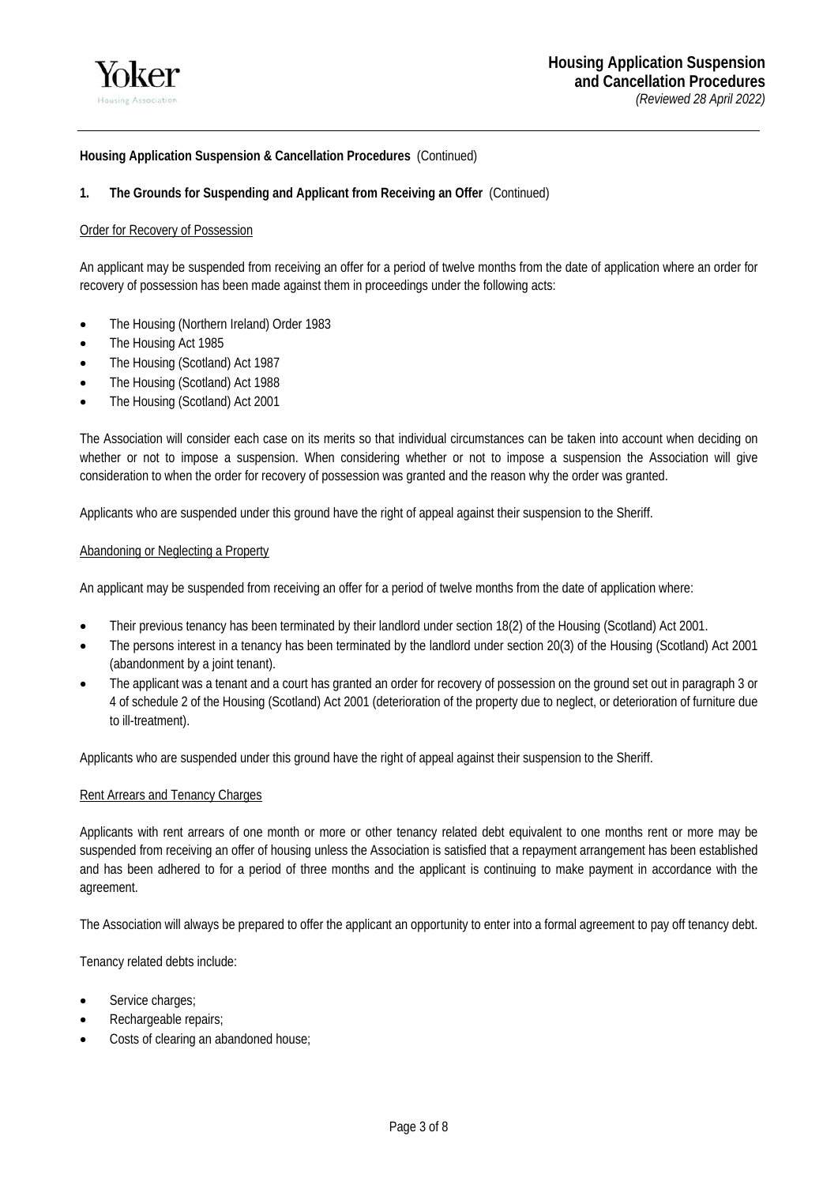**Housing Application Suspension & Cancellation Procedures** (Continued)

**1. The Grounds for Suspending and Applicant from Receiving an Offer** (Continued)

Order for Recovery of Possession

An applicant may be suspended from receiving an offer for a period of twelve months from the date of application where an order for recovery of possession has been made against them in proceedings under the following acts:

- The Housing (Northern Ireland) Order 1983
- The Housing Act 1985
- The Housing (Scotland) Act 1987
- The Housing (Scotland) Act 1988
- The Housing (Scotland) Act 2001

The Association will consider each case on its merits so that individual circumstances can be taken into account when deciding on whether or not to impose a suspension. When considering whether or not to impose a suspension the Association will give consideration to when the order for recovery of possession was granted and the reason why the order was granted.

Applicants who are suspended under this ground have the right of appeal against their suspension to the Sheriff.

Abandoning or Neglecting a Property

An applicant may be suspended from receiving an offer for a period of twelve months from the date of application where:

- Their previous tenancy has been terminated by their landlord under section 18(2) of the Housing (Scotland) Act 2001.
- The persons interest in a tenancy has been terminated by the landlord under section 20(3) of the Housing (Scotland) Act 2001 (abandonment by a joint tenant).
- The applicant was a tenant and a court has granted an order for recovery of possession on the ground set out in paragraph 3 or 4 of schedule 2 of the Housing (Scotland) Act 2001 (deterioration of the property due to neglect, or deterioration of furniture due to ill-treatment).

Applicants who are suspended under this ground have the right of appeal against their suspension to the Sheriff.

Rent Arrears and Tenancy Charges

Applicants with rent arrears of one month or more or other tenancy related debt equivalent to one months rent or more may be suspended from receiving an offer of housing unless the Association is satisfied that a repayment arrangement has been established and has been adhered to for a period of three months and the applicant is continuing to make payment in accordance with the agreement.

The Association will always be prepared to offer the applicant an opportunity to enter into a formal agreement to pay off tenancy debt.

Tenancy related debts include:

- Service charges;
- Rechargeable repairs;
- Costs of clearing an abandoned house;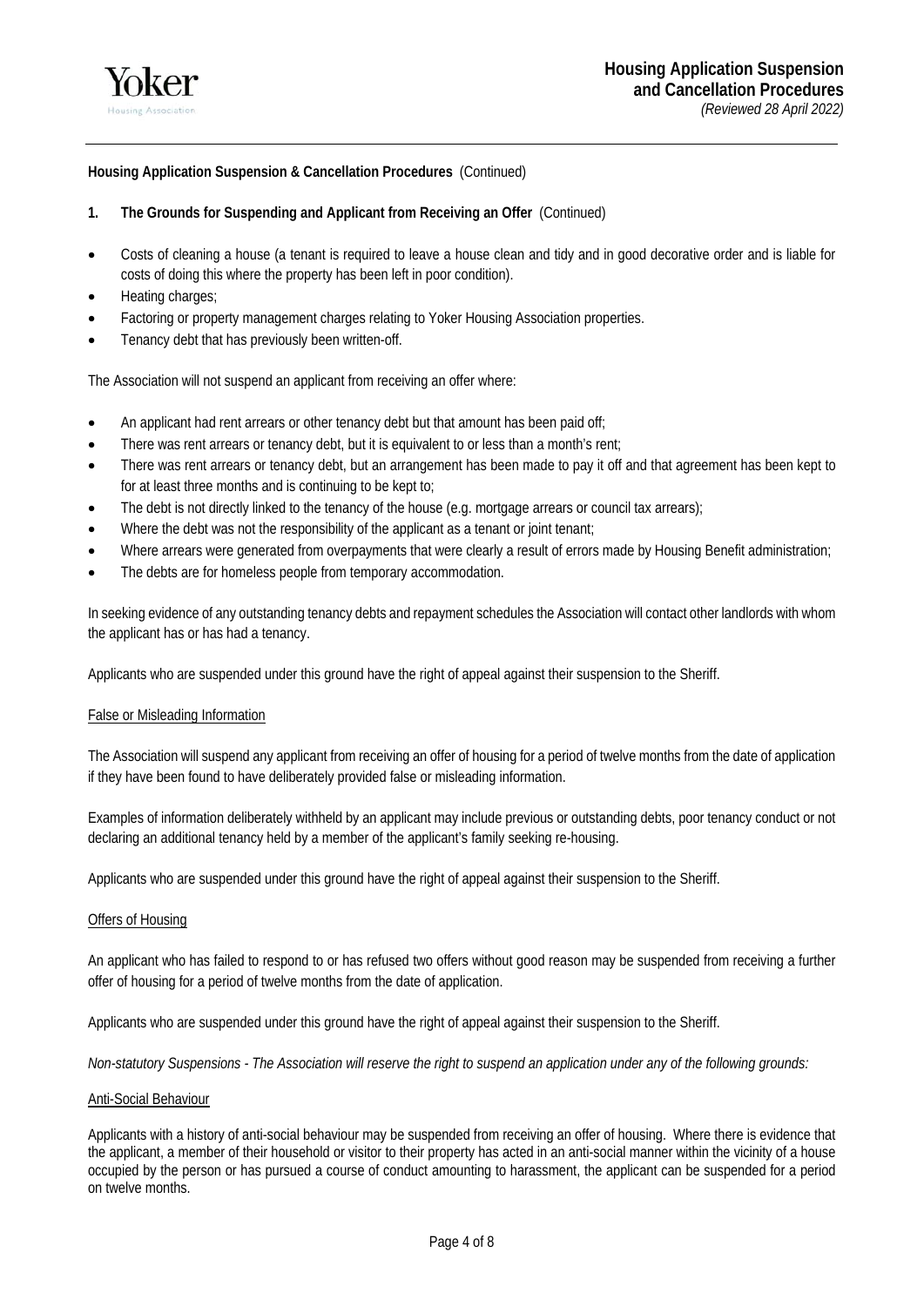**Housing Application Suspension & Cancellation Procedures** (Continued)

**1. The Grounds for Suspending and Applicant from Receiving an Offer** (Continued)

- Costs of cleaning a house (a tenant is required to leave a house clean and tidy and in good decorative order and is liable for costs of doing this where the property has been left in poor condition).
- Heating charges;
- Factoring or property management charges relating to Yoker Housing Association properties.
- Tenancy debt that has previously been written-off.

The Association will not suspend an applicant from receiving an offer where:

- An applicant had rent arrears or other tenancy debt but that amount has been paid off;
- There was rent arrears or tenancy debt, but it is equivalent to or less than a month's rent;
- There was rent arrears or tenancy debt, but an arrangement has been made to pay it off and that agreement has been kept to for at least three months and is continuing to be kept to;
- The debt is not directly linked to the tenancy of the house (e.g. mortgage arrears or council tax arrears);
- Where the debt was not the responsibility of the applicant as a tenant or joint tenant;
- Where arrears were generated from overpayments that were clearly a result of errors made by Housing Benefit administration;
- The debts are for homeless people from temporary accommodation.

In seeking evidence of any outstanding tenancy debts and repayment schedules the Association will contact other landlords with whom the applicant has or has had a tenancy.

Applicants who are suspended under this ground have the right of appeal against their suspension to the Sheriff.

<u>False or Misleading Information</u>

The Association will suspend any applicant from receiving an offer of housing for a period of twelve months from the date of application if they have been found to have deliberately provided false or misleading information.

Examples of information deliberately withheld by an applicant may include previous or outstanding debts, poor tenancy conduct or not declaring an additional tenancy held by a member of the applicant's family seeking re-housing.

Applicants who are suspended under this ground have the right of appeal against their suspension to the Sheriff.

<u>Offers of Housing</u>

An applicant who has failed to respond to or has refused two offers without good reason may be suspended from receiving a further offer of housing for a period of twelve months from the date of application.

Applicants who are suspended under this ground have the right of appeal against their suspension to the Sheriff.

*Non-statutory Suspensions - The Association will reserve the right to suspend an application under any of the following grounds:*

<u>Anti-Social Behaviour</u>

Applicants with a history of anti-social behaviour may be suspended from receiving an offer of housing. Where there is evidence that the applicant, a member of their household or visitor to their property has acted in an anti-social manner within the vicinity of a house occupied by the person or has pursued a course of conduct amounting to harassment, the applicant can be suspended for a period on twelve months.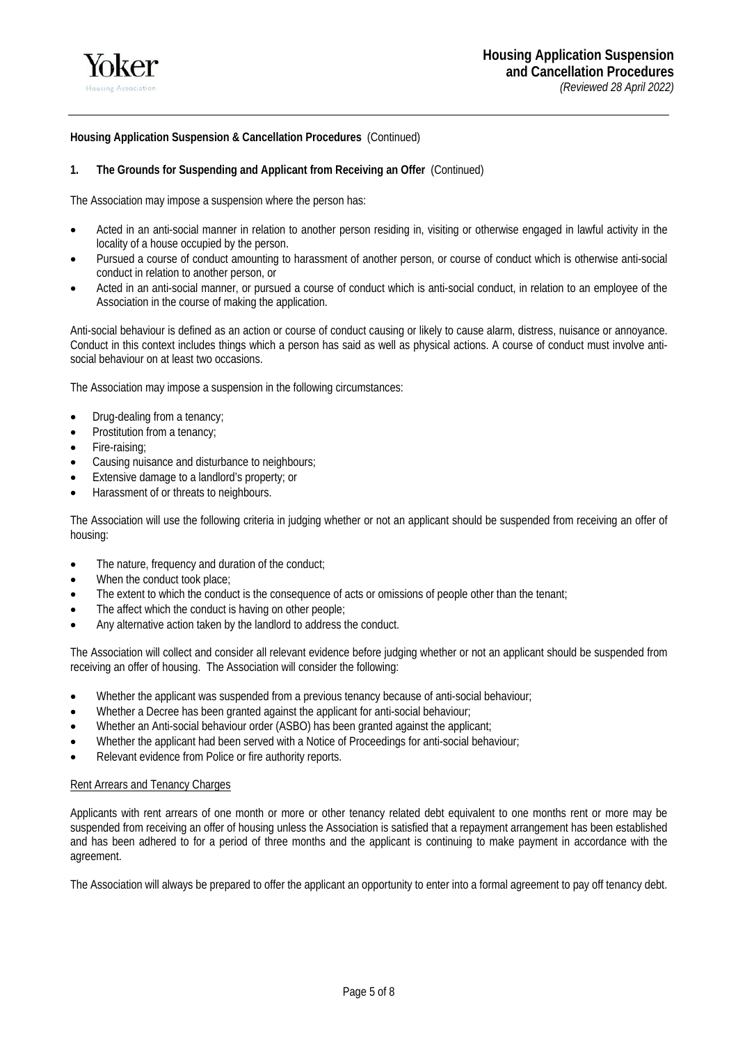**Housing Application Suspension & Cancellation Procedures** (Continued)

**1. The Grounds for Suspending and Applicant from Receiving an Offer** (Continued)

The Association may impose a suspension where the person has:

- Acted in an anti-social manner in relation to another person residing in, visiting or otherwise engaged in lawful activity in the locality of a house occupied by the person.
- Pursued a course of conduct amounting to harassment of another person, or course of conduct which is otherwise anti-social conduct in relation to another person, or
- Acted in an anti-social manner, or pursued a course of conduct which is anti-social conduct, in relation to an employee of the Association in the course of making the application.

Anti-social behaviour is defined as an action or course of conduct causing or likely to cause alarm, distress, nuisance or annoyance. Conduct in this context includes things which a person has said as well as physical actions. A course of conduct must involve anti-social behaviour on at least two occasions.

The Association may impose a suspension in the following circumstances:

- Drug-dealing from a tenancy;
- Prostitution from a tenancy;
- Fire-raising;
- Causing nuisance and disturbance to neighbours;
- Extensive damage to a landlord's property; or
- Harassment of or threats to neighbours.

The Association will use the following criteria in judging whether or not an applicant should be suspended from receiving an offer of housing:

- The nature, frequency and duration of the conduct;
- When the conduct took place;
- The extent to which the conduct is the consequence of acts or omissions of people other than the tenant;
- The affect which the conduct is having on other people;
- Any alternative action taken by the landlord to address the conduct.

The Association will collect and consider all relevant evidence before judging whether or not an applicant should be suspended from receiving an offer of housing. The Association will consider the following:

- Whether the applicant was suspended from a previous tenancy because of anti-social behaviour;
- Whether a Decree has been granted against the applicant for anti-social behaviour;
- Whether an Anti-social behaviour order (ASBO) has been granted against the applicant;
- Whether the applicant had been served with a Notice of Proceedings for anti-social behaviour;
- Relevant evidence from Police or fire authority reports.

<u>Rent Arrears and Tenancy Charges</u>

Applicants with rent arrears of one month or more or other tenancy related debt equivalent to one months rent or more may be suspended from receiving an offer of housing unless the Association is satisfied that a repayment arrangement has been established and has been adhered to for a period of three months and the applicant is continuing to make payment in accordance with the agreement.

The Association will always be prepared to offer the applicant an opportunity to enter into a formal agreement to pay off tenancy debt.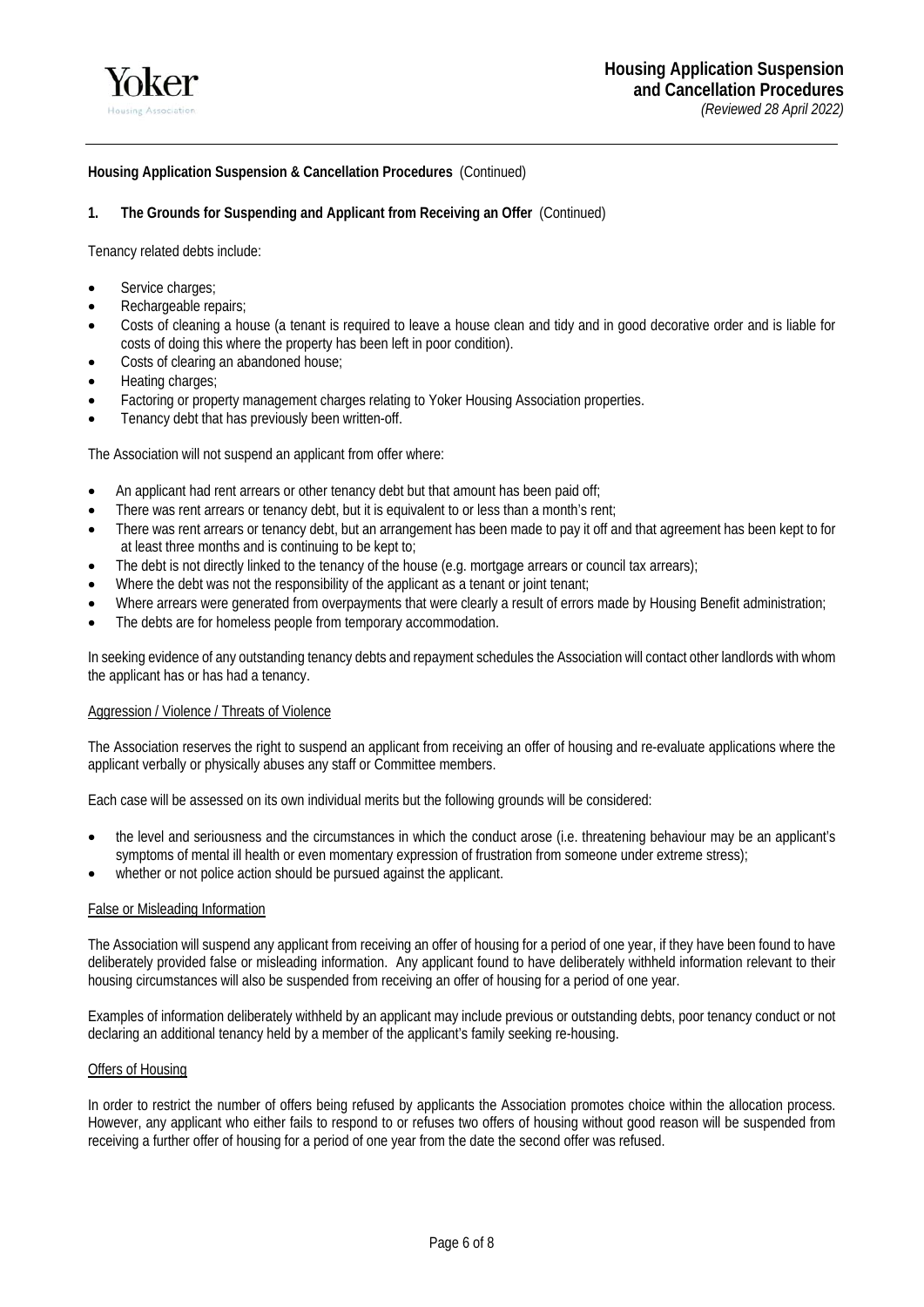**Housing Application Suspension & Cancellation Procedures** (Continued)

**1. The Grounds for Suspending and Applicant from Receiving an Offer** (Continued)

Tenancy related debts include:

- Service charges;
- Rechargeable repairs;
- Costs of cleaning a house (a tenant is required to leave a house clean and tidy and in good decorative order and is liable for costs of doing this where the property has been left in poor condition).
- Costs of clearing an abandoned house;
- Heating charges;
- Factoring or property management charges relating to Yoker Housing Association properties.
- Tenancy debt that has previously been written-off.

The Association will not suspend an applicant from offer where:

- An applicant had rent arrears or other tenancy debt but that amount has been paid off;
- There was rent arrears or tenancy debt, but it is equivalent to or less than a month's rent;
- There was rent arrears or tenancy debt, but an arrangement has been made to pay it off and that agreement has been kept to for at least three months and is continuing to be kept to;
- The debt is not directly linked to the tenancy of the house (e.g. mortgage arrears or council tax arrears);
- Where the debt was not the responsibility of the applicant as a tenant or joint tenant;
- Where arrears were generated from overpayments that were clearly a result of errors made by Housing Benefit administration;
- The debts are for homeless people from temporary accommodation.

In seeking evidence of any outstanding tenancy debts and repayment schedules the Association will contact other landlords with whom the applicant has or has had a tenancy.

<u>Aggression / Violence / Threats of Violence</u>

The Association reserves the right to suspend an applicant from receiving an offer of housing and re-evaluate applications where the applicant verbally or physically abuses any staff or Committee members.

Each case will be assessed on its own individual merits but the following grounds will be considered:

- the level and seriousness and the circumstances in which the conduct arose (i.e. threatening behaviour may be an applicant's symptoms of mental ill health or even momentary expression of frustration from someone under extreme stress);
- whether or not police action should be pursued against the applicant.

<u>False or Misleading Information</u>

The Association will suspend any applicant from receiving an offer of housing for a period of one year, if they have been found to have deliberately provided false or misleading information. Any applicant found to have deliberately withheld information relevant to their housing circumstances will also be suspended from receiving an offer of housing for a period of one year.

Examples of information deliberately withheld by an applicant may include previous or outstanding debts, poor tenancy conduct or not declaring an additional tenancy held by a member of the applicant's family seeking re-housing.

<u>Offers of Housing</u>

In order to restrict the number of offers being refused by applicants the Association promotes choice within the allocation process. However, any applicant who either fails to respond to or refuses two offers of housing without good reason will be suspended from receiving a further offer of housing for a period of one year from the date the second offer was refused.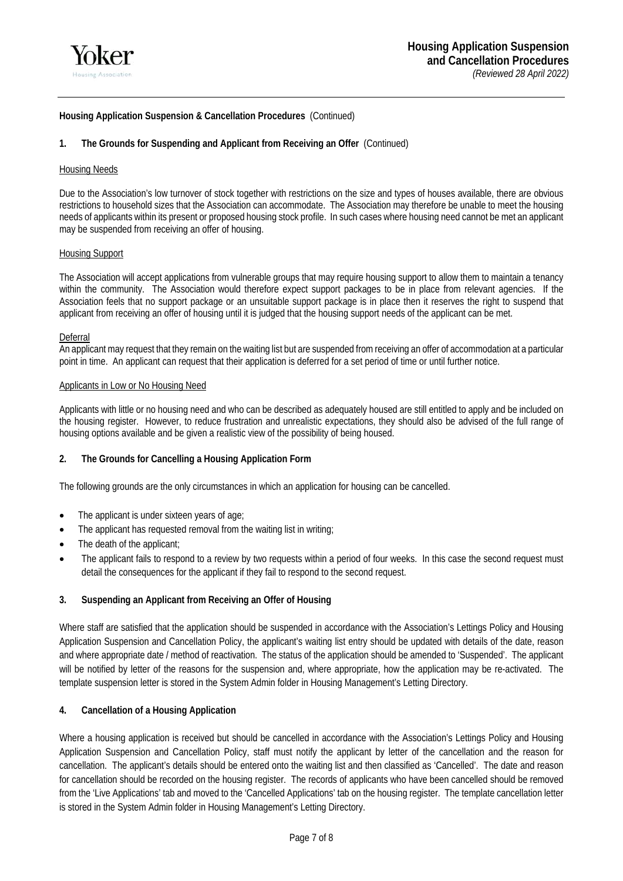**Housing Application Suspension & Cancellation Procedures** (Continued)

**1. The Grounds for Suspending and Applicant from Receiving an Offer** (Continued)

Housing Needs

Due to the Association's low turnover of stock together with restrictions on the size and types of houses available, there are obvious restrictions to household sizes that the Association can accommodate. The Association may therefore be unable to meet the housing needs of applicants within its present or proposed housing stock profile. In such cases where housing need cannot be met an applicant may be suspended from receiving an offer of housing.

Housing Support

The Association will accept applications from vulnerable groups that may require housing support to allow them to maintain a tenancy within the community. The Association would therefore expect support packages to be in place from relevant agencies. If the Association feels that no support package or an unsuitable support package is in place then it reserves the right to suspend that applicant from receiving an offer of housing until it is judged that the housing support needs of the applicant can be met.

Deferral

An applicant may request that they remain on the waiting list but are suspended from receiving an offer of accommodation at a particular point in time. An applicant can request that their application is deferred for a set period of time or until further notice.

Applicants in Low or No Housing Need

Applicants with little or no housing need and who can be described as adequately housed are still entitled to apply and be included on the housing register. However, to reduce frustration and unrealistic expectations, they should also be advised of the full range of housing options available and be given a realistic view of the possibility of being housed.

**2. The Grounds for Cancelling a Housing Application Form**

The following grounds are the only circumstances in which an application for housing can be cancelled.

- The applicant is under sixteen years of age;
- The applicant has requested removal from the waiting list in writing;
- The death of the applicant;
- The applicant fails to respond to a review by two requests within a period of four weeks. In this case the second request must detail the consequences for the applicant if they fail to respond to the second request.

**3. Suspending an Applicant from Receiving an Offer of Housing**

Where staff are satisfied that the application should be suspended in accordance with the Association's Lettings Policy and Housing Application Suspension and Cancellation Policy, the applicant's waiting list entry should be updated with details of the date, reason and where appropriate date / method of reactivation. The status of the application should be amended to 'Suspended'. The applicant will be notified by letter of the reasons for the suspension and, where appropriate, how the application may be re-activated. The template suspension letter is stored in the System Admin folder in Housing Management's Letting Directory.

**4. Cancellation of a Housing Application**

Where a housing application is received but should be cancelled in accordance with the Association's Lettings Policy and Housing Application Suspension and Cancellation Policy, staff must notify the applicant by letter of the cancellation and the reason for cancellation. The applicant's details should be entered onto the waiting list and then classified as 'Cancelled'. The date and reason for cancellation should be recorded on the housing register. The records of applicants who have been cancelled should be removed from the 'Live Applications' tab and moved to the 'Cancelled Applications' tab on the housing register. The template cancellation letter is stored in the System Admin folder in Housing Management's Letting Directory.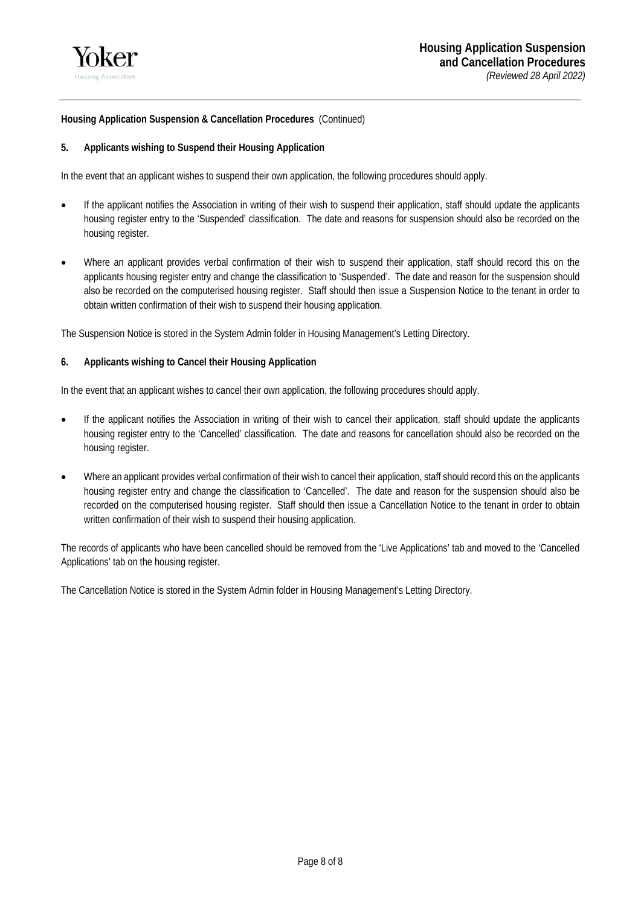**Housing Application Suspension & Cancellation Procedures** (Continued)

### 5. Applicants wishing to Suspend their Housing Application

In the event that an applicant wishes to suspend their own application, the following procedures should apply.

- If the applicant notifies the Association in writing of their wish to suspend their application, staff should update the applicants housing register entry to the 'Suspended' classification. The date and reasons for suspension should also be recorded on the housing register.
- Where an applicant provides verbal confirmation of their wish to suspend their application, staff should record this on the applicants housing register entry and change the classification to 'Suspended'. The date and reason for the suspension should also be recorded on the computerised housing register. Staff should then issue a Suspension Notice to the tenant in order to obtain written confirmation of their wish to suspend their housing application.

The Suspension Notice is stored in the System Admin folder in Housing Management's Letting Directory.

### 6. Applicants wishing to Cancel their Housing Application

In the event that an applicant wishes to cancel their own application, the following procedures should apply.

- If the applicant notifies the Association in writing of their wish to cancel their application, staff should update the applicants housing register entry to the 'Cancelled' classification. The date and reasons for cancellation should also be recorded on the housing register.
- Where an applicant provides verbal confirmation of their wish to cancel their application, staff should record this on the applicants housing register entry and change the classification to 'Cancelled'. The date and reason for the suspension should also be recorded on the computerised housing register. Staff should then issue a Cancellation Notice to the tenant in order to obtain written confirmation of their wish to suspend their housing application.

The records of applicants who have been cancelled should be removed from the 'Live Applications' tab and moved to the 'Cancelled Applications' tab on the housing register.

The Cancellation Notice is stored in the System Admin folder in Housing Management's Letting Directory.